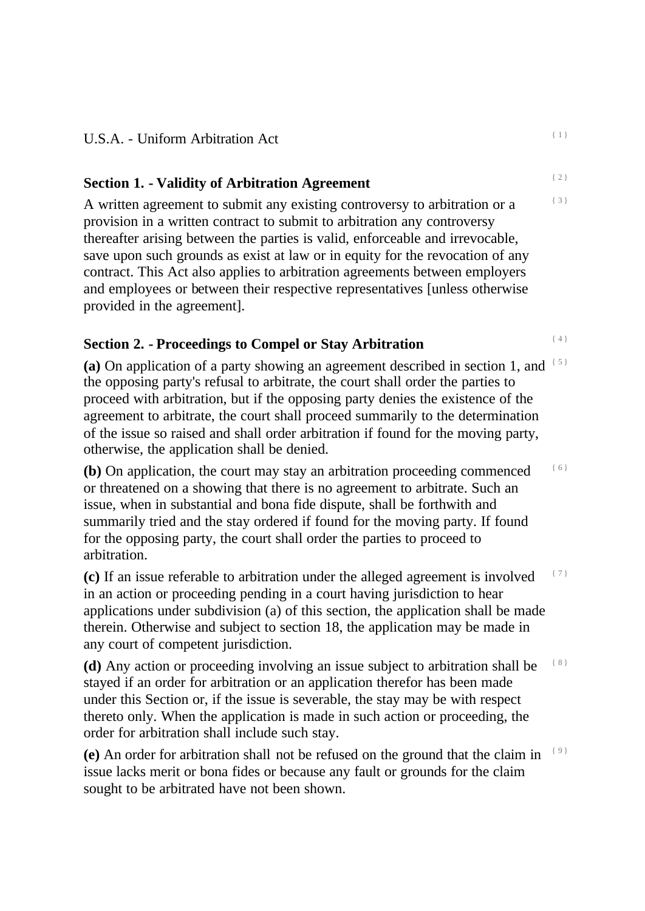U.S.A. - Uniform Arbitration Act

## Section 1. - Validity of Arbitration Agreement

A written agreement to submit any existing controversy to arbitration or a provision in a written contract to submit to arbitration any controversy thereafter arising between the parties is valid, enforceable and irrevocable, save upon such grounds as exist at law or in equity for the revocation of any contract. This Act also applies to arbitration agreements between employers and employees or between their respective representatives [unless otherwise provided in the agreement].

## Section 2. - Proceedings to Compel or Stay Arbitration

**(a)** On application of a party showing an agreement described in section 1, and the opposing party's refusal to arbitrate, the court shall order the parties to proceed with arbitration, but if the opposing party denies the existence of the agreement to arbitrate, the court shall proceed summarily to the determination of the issue so raised and shall order arbitration if found for the moving party, otherwise, the application shall be denied.

**(b)** On application, the court may stay an arbitration proceeding commenced or threatened on a showing that there is no agreement to arbitrate. Such an issue, when in substantial and bona fide dispute, shall be forthwith and summarily tried and the stay ordered if found for the moving party. If found for the opposing party, the court shall order the parties to proceed to arbitration.

**(c)** If an issue referable to arbitration under the alleged agreement is involved in an action or proceeding pending in a court having jurisdiction to hear applications under subdivision (a) of this section, the application shall be made therein. Otherwise and subject to section 18, the application may be made in any court of competent jurisdiction.

**(d)** Any action or proceeding involving an issue subject to arbitration shall be stayed if an order for arbitration or an application therefor has been made under this Section or, if the issue is severable, the stay may be with respect thereto only. When the application is made in such action or proceeding, the order for arbitration shall include such stay.

**(e)** An order for arbitration shall not be refused on the ground that the claim in issue lacks merit or bona fides or because any fault or grounds for the claim sought to be arbitrated have not been shown.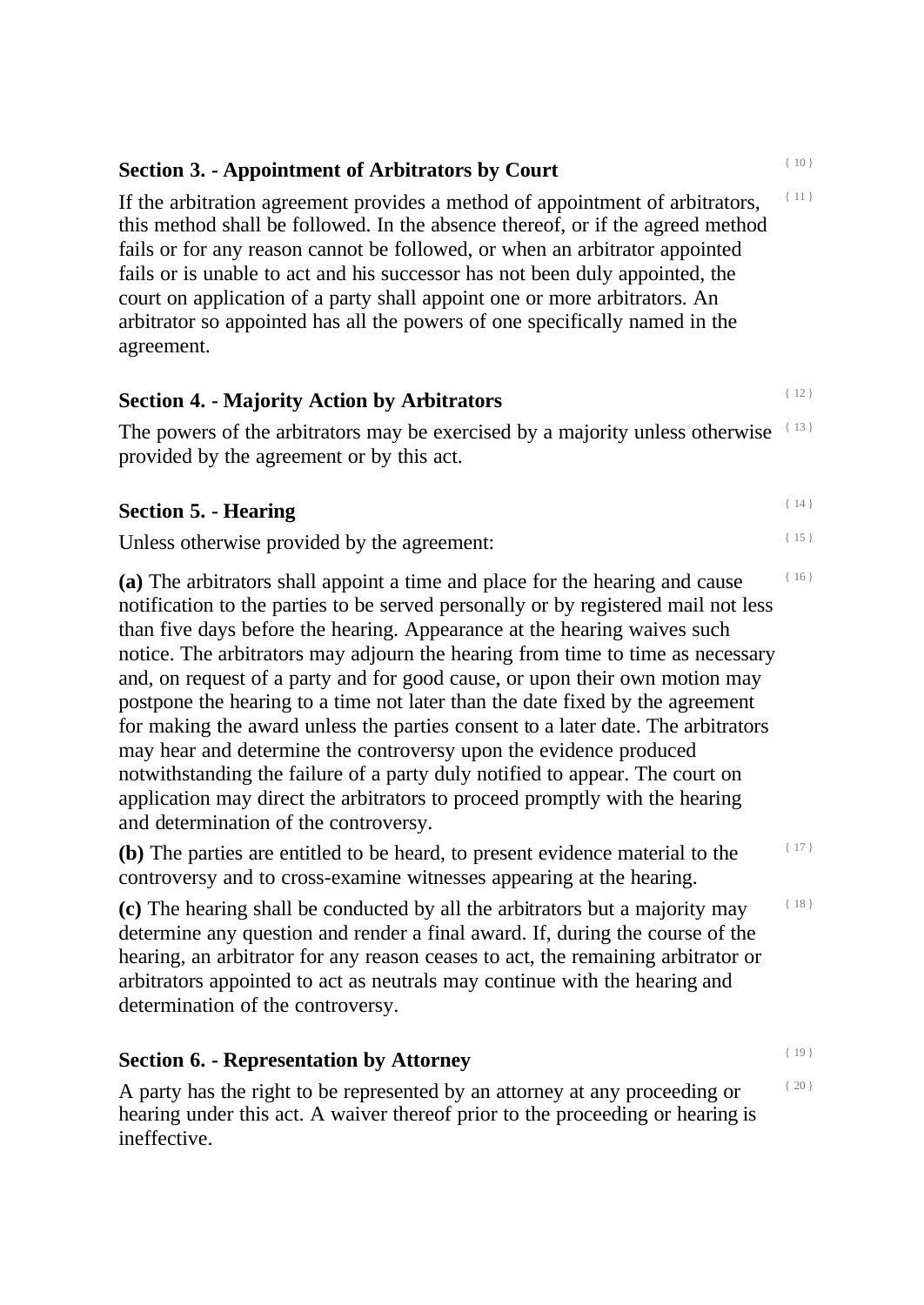### Section 3. - Appointment of Arbitrators by Court

If the arbitration agreement provides a method of appointment of arbitrators, this method shall be followed. In the absence thereof, or if the agreed method fails or for any reason cannot be followed, or when an arbitrator appointed fails or is unable to act and his successor has not been duly appointed, the court on application of a party shall appoint one or more arbitrators. An arbitrator so appointed has all the powers of one specifically named in the agreement.

### Section 4. - Majority Action by Arbitrators

The powers of the arbitrators may be exercised by a majority unless otherwise provided by the agreement or by this act.

### Section 5. - Hearing

Unless otherwise provided by the agreement:

**(a)** The arbitrators shall appoint a time and place for the hearing and cause notification to the parties to be served personally or by registered mail not less than five days before the hearing. Appearance at the hearing waives such notice. The arbitrators may adjourn the hearing from time to time as necessary and, on request of a party and for good cause, or upon their own motion may postpone the hearing to a time not later than the date fixed by the agreement for making the award unless the parties consent to a later date. The arbitrators may hear and determine the controversy upon the evidence produced notwithstanding the failure of a party duly notified to appear. The court on application may direct the arbitrators to proceed promptly with the hearing and determination of the controversy.

**(b)** The parties are entitled to be heard, to present evidence material to the controversy and to cross-examine witnesses appearing at the hearing.

**(c)** The hearing shall be conducted by all the arbitrators but a majority may determine any question and render a final award. If, during the course of the hearing, an arbitrator for any reason ceases to act, the remaining arbitrator or arbitrators appointed to act as neutrals may continue with the hearing and determination of the controversy.

### Section 6. - Representation by Attorney

A party has the right to be represented by an attorney at any proceeding or hearing under this act. A waiver thereof prior to the proceeding or hearing is ineffective.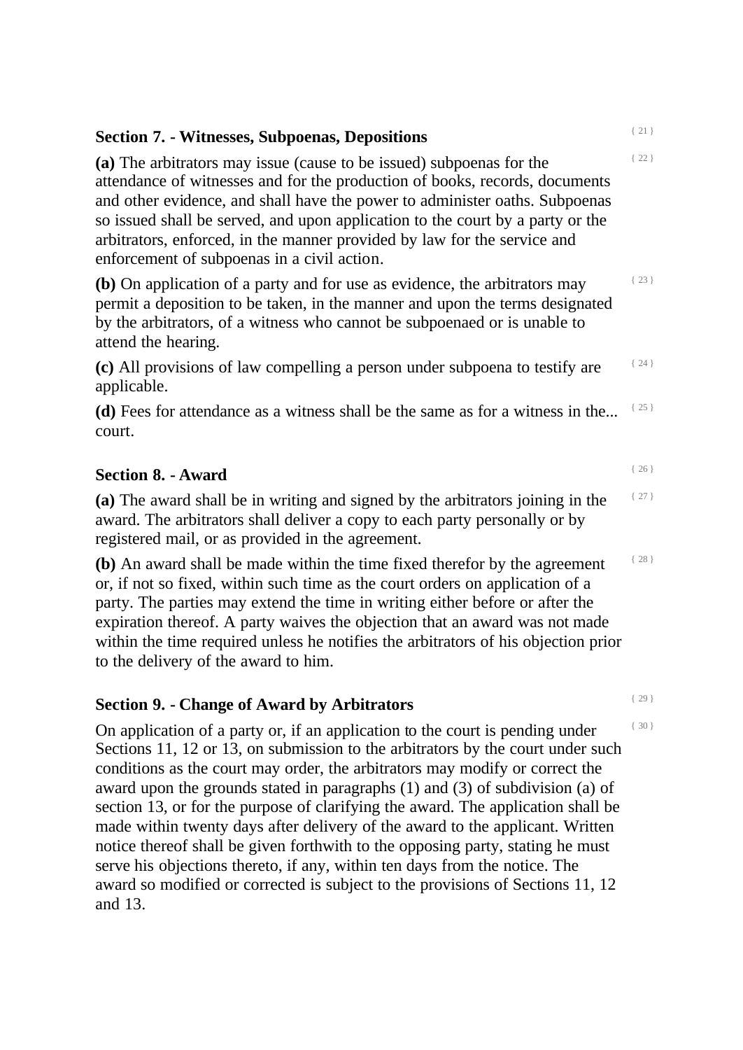## Section 7. - Witnesses, Subpoenas, Depositions

**(a)** The arbitrators may issue (cause to be issued) subpoenas for the attendance of witnesses and for the production of books, records, documents and other evidence, and shall have the power to administer oaths. Subpoenas so issued shall be served, and upon application to the court by a party or the arbitrators, enforced, in the manner provided by law for the service and enforcement of subpoenas in a civil action.

**(b)** On application of a party and for use as evidence, the arbitrators may permit a deposition to be taken, in the manner and upon the terms designated by the arbitrators, of a witness who cannot be subpoenaed or is unable to attend the hearing.

**(c)** All provisions of law compelling a person under subpoena to testify are applicable.

**(d)** Fees for attendance as a witness shall be the same as for a witness in the... court.

## Section 8. - Award

**(a)** The award shall be in writing and signed by the arbitrators joining in the award. The arbitrators shall deliver a copy to each party personally or by registered mail, or as provided in the agreement.

**(b)** An award shall be made within the time fixed therefor by the agreement or, if not so fixed, within such time as the court orders on application of a party. The parties may extend the time in writing either before or after the expiration thereof. A party waives the objection that an award was not made within the time required unless he notifies the arbitrators of his objection prior to the delivery of the award to him.

## Section 9. - Change of Award by Arbitrators

On application of a party or, if an application to the court is pending under Sections 11, 12 or 13, on submission to the arbitrators by the court under such conditions as the court may order, the arbitrators may modify or correct the award upon the grounds stated in paragraphs (1) and (3) of subdivision (a) of section 13, or for the purpose of clarifying the award. The application shall be made within twenty days after delivery of the award to the applicant. Written notice thereof shall be given forthwith to the opposing party, stating he must serve his objections thereto, if any, within ten days from the notice. The award so modified or corrected is subject to the provisions of Sections 11, 12 and 13.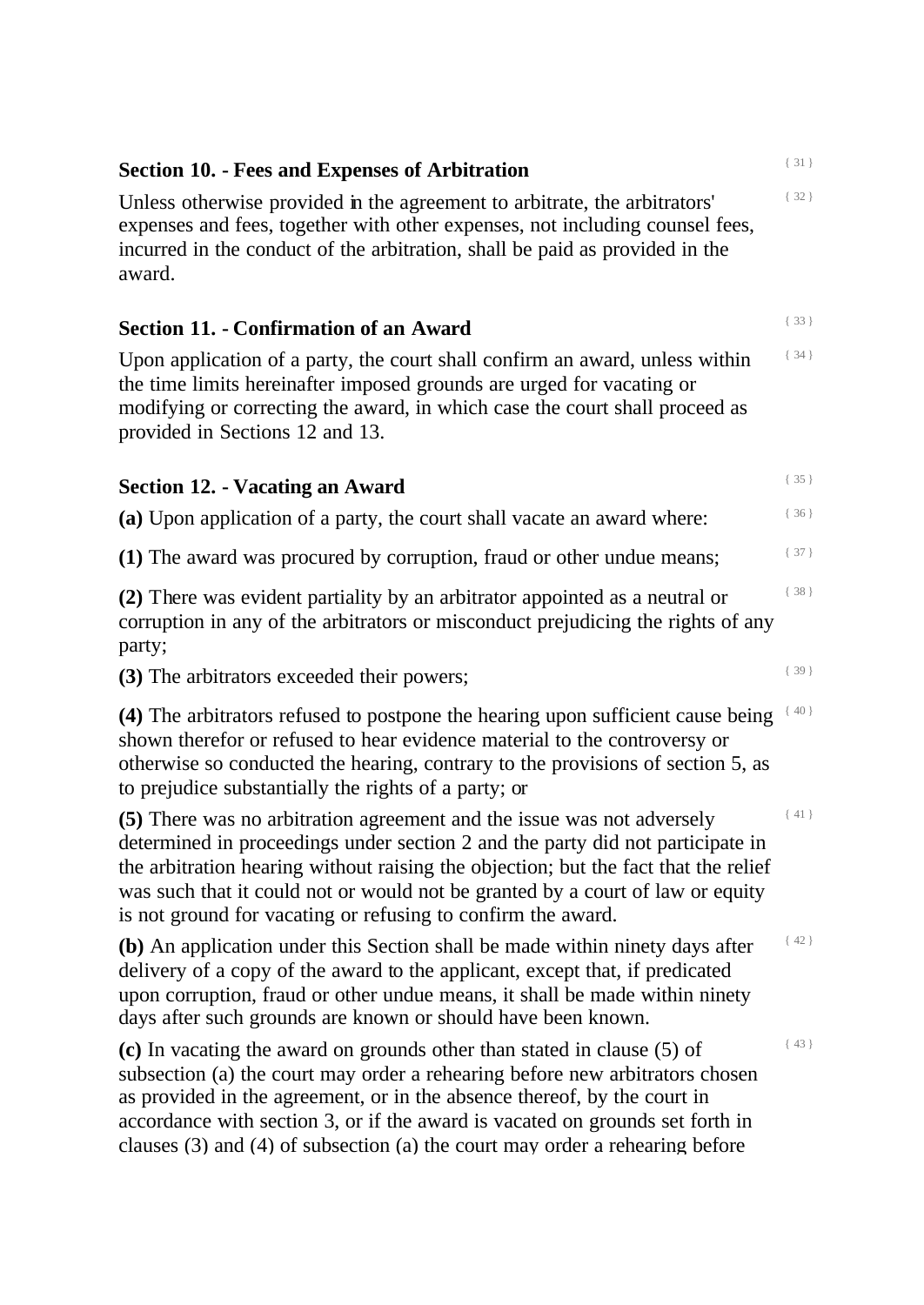### Section 10. - Fees and Expenses of Arbitration

Unless otherwise provided in the agreement to arbitrate, the arbitrators' expenses and fees, together with other expenses, not including counsel fees, incurred in the conduct of the arbitration, shall be paid as provided in the award.

### Section 11. - Confirmation of an Award

Upon application of a party, the court shall confirm an award, unless within the time limits hereinafter imposed grounds are urged for vacating or modifying or correcting the award, in which case the court shall proceed as provided in Sections 12 and 13.

### Section 12. - Vacating an Award

**(a)** Upon application of a party, the court shall vacate an award where:

**(1)** The award was procured by corruption, fraud or other undue means;

**(2)** There was evident partiality by an arbitrator appointed as a neutral or corruption in any of the arbitrators or misconduct prejudicing the rights of any party;

**(3)** The arbitrators exceeded their powers;

**(4)** The arbitrators refused to postpone the hearing upon sufficient cause being shown therefor or refused to hear evidence material to the controversy or otherwise so conducted the hearing, contrary to the provisions of section 5, as to prejudice substantially the rights of a party; or

**(5)** There was no arbitration agreement and the issue was not adversely determined in proceedings under section 2 and the party did not participate in the arbitration hearing without raising the objection; but the fact that the relief was such that it could not or would not be granted by a court of law or equity is not ground for vacating or refusing to confirm the award.

**(b)** An application under this Section shall be made within ninety days after delivery of a copy of the award to the applicant, except that, if predicated upon corruption, fraud or other undue means, it shall be made within ninety days after such grounds are known or should have been known.

**(c)** In vacating the award on grounds other than stated in clause (5) of subsection (a) the court may order a rehearing before new arbitrators chosen as provided in the agreement, or in the absence thereof, by the court in accordance with section 3, or if the award is vacated on grounds set forth in clauses (3) and (4) of subsection (a) the court may order a rehearing before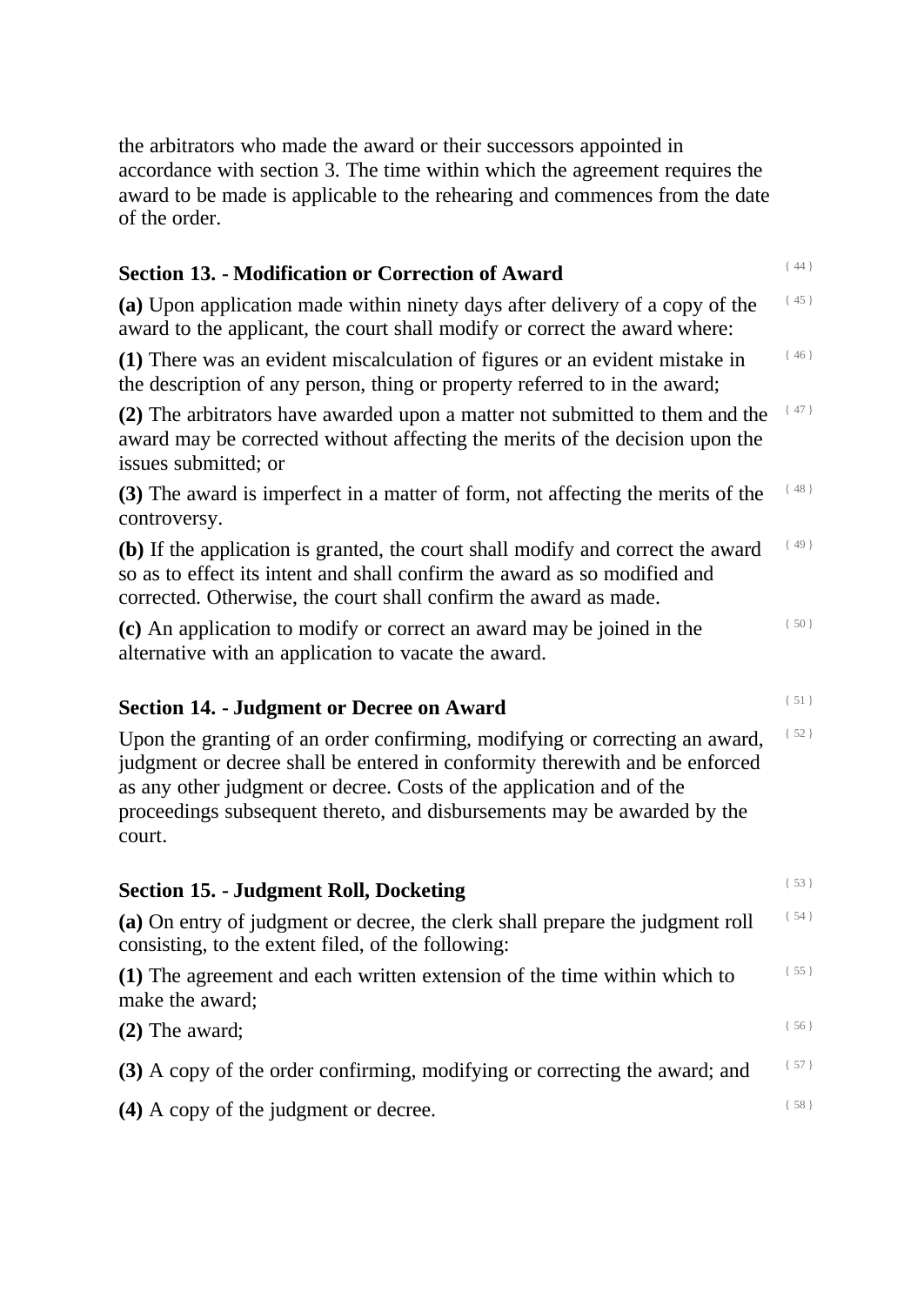the arbitrators who made the award or their successors appointed in accordance with section 3. The time within which the agreement requires the award to be made is applicable to the rehearing and commences from the date of the order.

## Section 13. - Modification or Correction of Award

**(a)** Upon application made within ninety days after delivery of a copy of the award to the applicant, the court shall modify or correct the award where:

**(1)** There was an evident miscalculation of figures or an evident mistake in the description of any person, thing or property referred to in the award;

**(2)** The arbitrators have awarded upon a matter not submitted to them and the award may be corrected without affecting the merits of the decision upon the issues submitted; or

**(3)** The award is imperfect in a matter of form, not affecting the merits of the controversy.

**(b)** If the application is granted, the court shall modify and correct the award so as to effect its intent and shall confirm the award as so modified and corrected. Otherwise, the court shall confirm the award as made.

**(c)** An application to modify or correct an award may be joined in the alternative with an application to vacate the award.

## Section 14. - Judgment or Decree on Award

Upon the granting of an order confirming, modifying or correcting an award, judgment or decree shall be entered in conformity therewith and be enforced as any other judgment or decree. Costs of the application and of the proceedings subsequent thereto, and disbursements may be awarded by the court.

## Section 15. - Judgment Roll, Docketing

**(a)** On entry of judgment or decree, the clerk shall prepare the judgment roll consisting, to the extent filed, of the following:

**(1)** The agreement and each written extension of the time within which to make the award;

**(2)** The award;

**(3)** A copy of the order confirming, modifying or correcting the award; and

**(4)** A copy of the judgment or decree.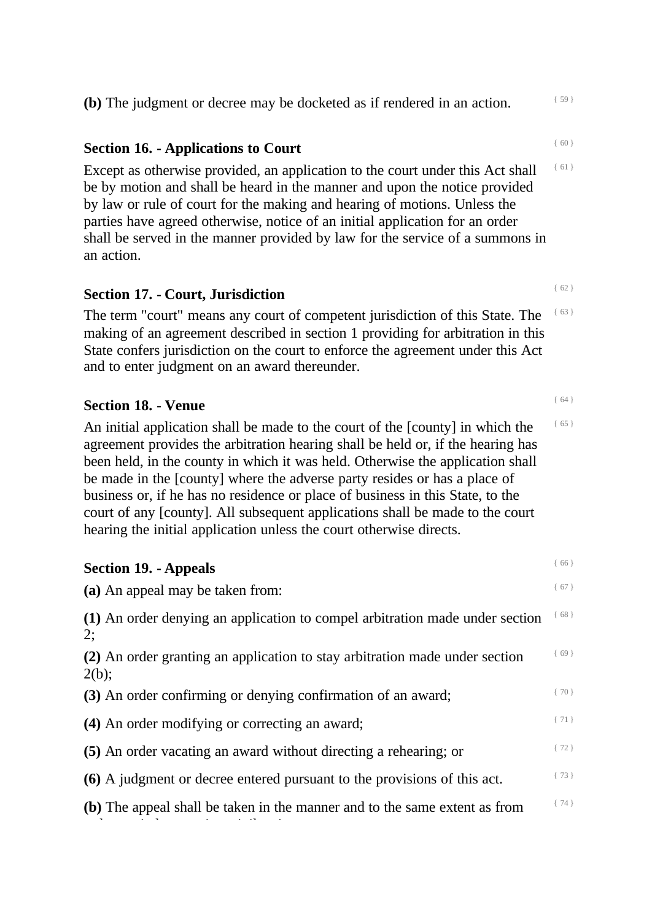**(b)** The judgment or decree may be docketed as if rendered in an action.

## Section 16. - Applications to Court

Except as otherwise provided, an application to the court under this Act shall be by motion and shall be heard in the manner and upon the notice provided by law or rule of court for the making and hearing of motions. Unless the parties have agreed otherwise, notice of an initial application for an order shall be served in the manner provided by law for the service of a summons in an action.

## Section 17. - Court, Jurisdiction

The term "court" means any court of competent jurisdiction of this State. The making of an agreement described in section 1 providing for arbitration in this State confers jurisdiction on the court to enforce the agreement under this Act and to enter judgment on an award thereunder.

## Section 18. - Venue

An initial application shall be made to the court of the [county] in which the agreement provides the arbitration hearing shall be held or, if the hearing has been held, in the county in which it was held. Otherwise the application shall be made in the [county] where the adverse party resides or has a place of business or, if he has no residence or place of business in this State, to the court of any [county]. All subsequent applications shall be made to the court hearing the initial application unless the court otherwise directs.

## Section 19. - Appeals

**(a)** An appeal may be taken from:

**(1)** An order denying an application to compel arbitration made under section 2;

**(2)** An order granting an application to stay arbitration made under section 2(b);

**(3)** An order confirming or denying confirmation of an award;

**(4)** An order modifying or correcting an award;

**(5)** An order vacating an award without directing a rehearing; or

**(6)** A judgment or decree entered pursuant to the provisions of this act.

**(b)** The appeal shall be taken in the manner and to the same extent as from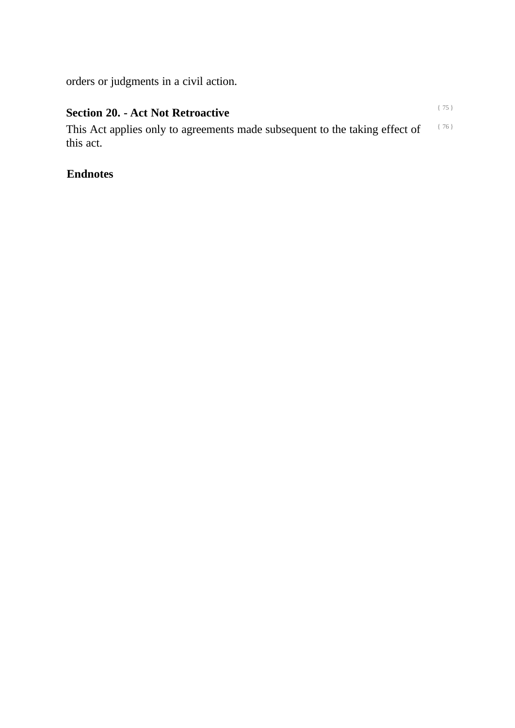orders or judgments in a civil action.

## Section 20. - Act Not Retroactive

This Act applies only to agreements made subsequent to the taking effect of this act.

## Endnotes